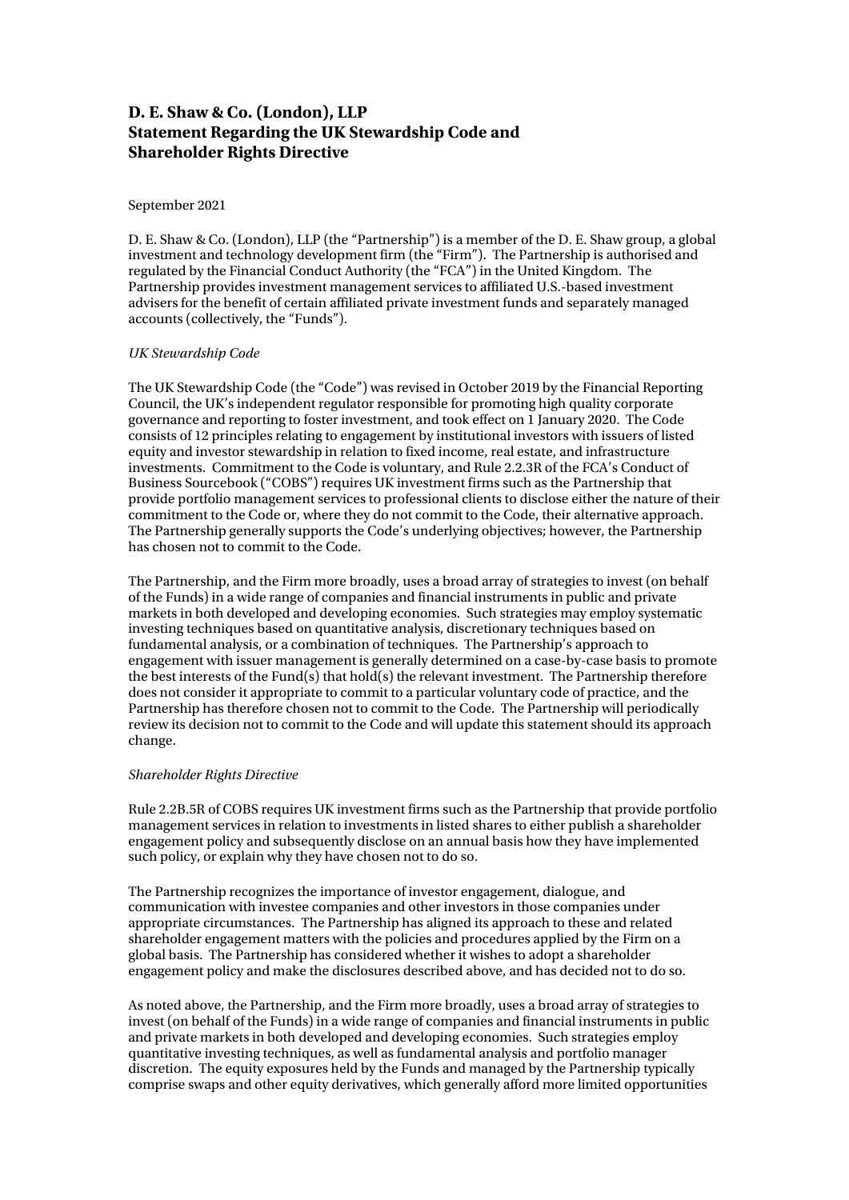# D. E. Shaw & Co. (London), LLP
# Statement Regarding the UK Stewardship Code and Shareholder Rights Directive

September 2021

D. E. Shaw & Co. (London), LLP (the "Partnership") is a member of the D. E. Shaw group, a global investment and technology development firm (the "Firm"). The Partnership is authorised and regulated by the Financial Conduct Authority (the "FCA") in the United Kingdom. The Partnership provides investment management services to affiliated U.S.-based investment advisers for the benefit of certain affiliated private investment funds and separately managed accounts (collectively, the "Funds").

*UK Stewardship Code*

The UK Stewardship Code (the "Code") was revised in October 2019 by the Financial Reporting Council, the UK's independent regulator responsible for promoting high quality corporate governance and reporting to foster investment, and took effect on 1 January 2020. The Code consists of 12 principles relating to engagement by institutional investors with issuers of listed equity and investor stewardship in relation to fixed income, real estate, and infrastructure investments. Commitment to the Code is voluntary, and Rule 2.2.3R of the FCA's Conduct of Business Sourcebook ("COBS") requires UK investment firms such as the Partnership that provide portfolio management services to professional clients to disclose either the nature of their commitment to the Code or, where they do not commit to the Code, their alternative approach. The Partnership generally supports the Code's underlying objectives; however, the Partnership has chosen not to commit to the Code.

The Partnership, and the Firm more broadly, uses a broad array of strategies to invest (on behalf of the Funds) in a wide range of companies and financial instruments in public and private markets in both developed and developing economies. Such strategies may employ systematic investing techniques based on quantitative analysis, discretionary techniques based on fundamental analysis, or a combination of techniques. The Partnership's approach to engagement with issuer management is generally determined on a case-by-case basis to promote the best interests of the Fund(s) that hold(s) the relevant investment. The Partnership therefore does not consider it appropriate to commit to a particular voluntary code of practice, and the Partnership has therefore chosen not to commit to the Code. The Partnership will periodically review its decision not to commit to the Code and will update this statement should its approach change.

*Shareholder Rights Directive*

Rule 2.2B.5R of COBS requires UK investment firms such as the Partnership that provide portfolio management services in relation to investments in listed shares to either publish a shareholder engagement policy and subsequently disclose on an annual basis how they have implemented such policy, or explain why they have chosen not to do so.

The Partnership recognizes the importance of investor engagement, dialogue, and communication with investee companies and other investors in those companies under appropriate circumstances. The Partnership has aligned its approach to these and related shareholder engagement matters with the policies and procedures applied by the Firm on a global basis. The Partnership has considered whether it wishes to adopt a shareholder engagement policy and make the disclosures described above, and has decided not to do so.

As noted above, the Partnership, and the Firm more broadly, uses a broad array of strategies to invest (on behalf of the Funds) in a wide range of companies and financial instruments in public and private markets in both developed and developing economies. Such strategies employ quantitative investing techniques, as well as fundamental analysis and portfolio manager discretion. The equity exposures held by the Funds and managed by the Partnership typically comprise swaps and other equity derivatives, which generally afford more limited opportunities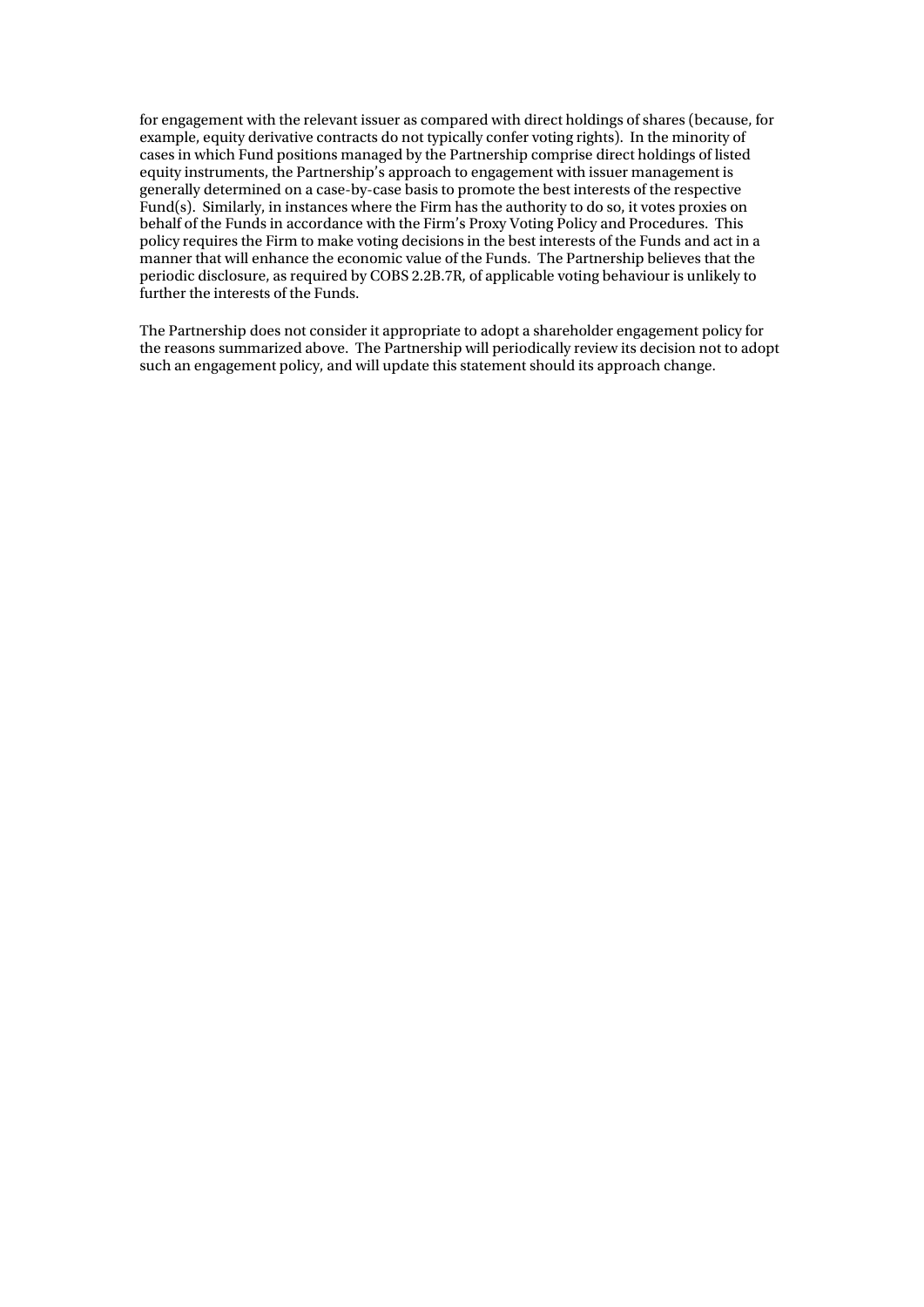for engagement with the relevant issuer as compared with direct holdings of shares (because, for example, equity derivative contracts do not typically confer voting rights). In the minority of cases in which Fund positions managed by the Partnership comprise direct holdings of listed equity instruments, the Partnership's approach to engagement with issuer management is generally determined on a case-by-case basis to promote the best interests of the respective Fund(s). Similarly, in instances where the Firm has the authority to do so, it votes proxies on behalf of the Funds in accordance with the Firm's Proxy Voting Policy and Procedures. This policy requires the Firm to make voting decisions in the best interests of the Funds and act in a manner that will enhance the economic value of the Funds. The Partnership believes that the periodic disclosure, as required by COBS 2.2B.7R, of applicable voting behaviour is unlikely to further the interests of the Funds.

The Partnership does not consider it appropriate to adopt a shareholder engagement policy for the reasons summarized above. The Partnership will periodically review its decision not to adopt such an engagement policy, and will update this statement should its approach change.